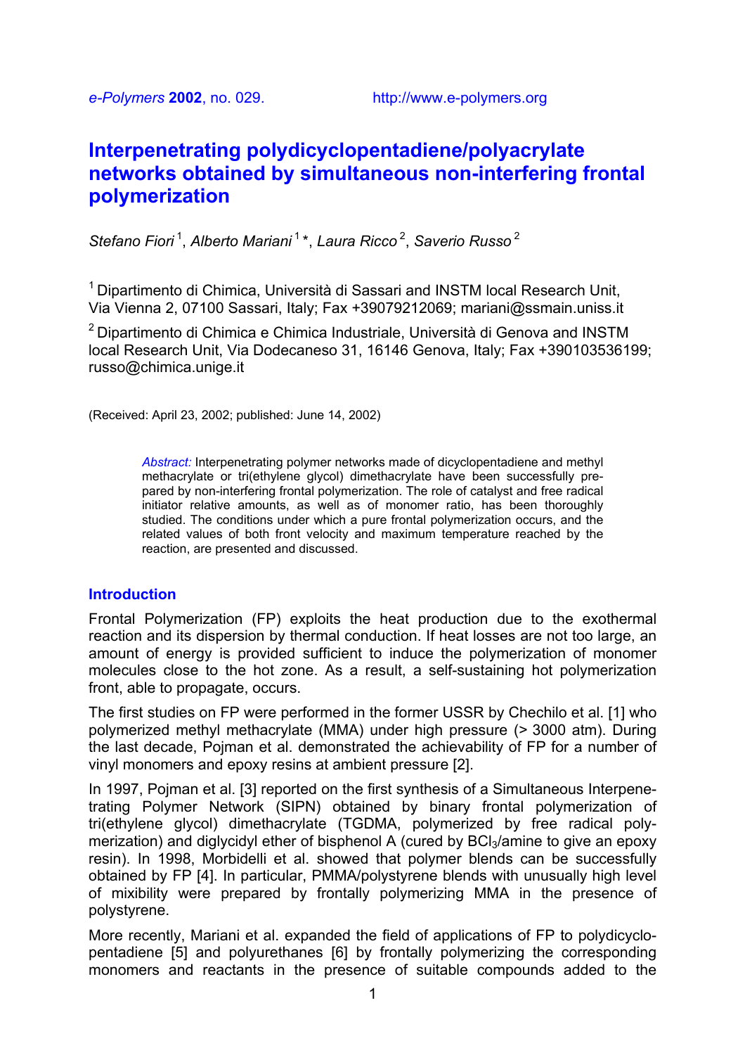# Interpenetrating polydicyclopentadiene/polyacrylate networks obtained by simultaneous non-interfering frontal polymerization

*Stefano Fiori* [1], *Alberto Mariani* [1] *, *Laura Ricco* [2], *Saverio Russo* [2]

[1] Dipartimento di Chimica, Università di Sassari and INSTM local Research Unit, Via Vienna 2, 07100 Sassari, Italy; Fax +39079212069; mariani@ssmain.uniss.it

[2] Dipartimento di Chimica e Chimica Industriale, Università di Genova and INSTM local Research Unit, Via Dodecaneso 31, 16146 Genova, Italy; Fax +390103536199; russo@chimica.unige.it

(Received: April 23, 2002; published: June 14, 2002)

*Abstract:* Interpenetrating polymer networks made of dicyclopentadiene and methyl methacrylate or tri(ethylene glycol) dimethacrylate have been successfully prepared by non-interfering frontal polymerization. The role of catalyst and free radical initiator relative amounts, as well as of monomer ratio, has been thoroughly studied. The conditions under which a pure frontal polymerization occurs, and the related values of both front velocity and maximum temperature reached by the reaction, are presented and discussed.

## Introduction

Frontal Polymerization (FP) exploits the heat production due to the exothermal reaction and its dispersion by thermal conduction. If heat losses are not too large, an amount of energy is provided sufficient to induce the polymerization of monomer molecules close to the hot zone. As a result, a self-sustaining hot polymerization front, able to propagate, occurs.

The first studies on FP were performed in the former USSR by Chechilo et al. [1] who polymerized methyl methacrylate (MMA) under high pressure (> 3000 atm). During the last decade, Pojman et al. demonstrated the achievability of FP for a number of vinyl monomers and epoxy resins at ambient pressure [2].

In 1997, Pojman et al. [3] reported on the first synthesis of a Simultaneous Interpenetrating Polymer Network (SIPN) obtained by binary frontal polymerization of tri(ethylene glycol) dimethacrylate (TGDMA, polymerized by free radical polymerization) and diglycidyl ether of bisphenol A (cured by $BCl_3$/amine to give an epoxy resin). In 1998, Morbidelli et al. showed that polymer blends can be successfully obtained by FP [4]. In particular, PMMA/polystyrene blends with unusually high level of mixibility were prepared by frontally polymerizing MMA in the presence of polystyrene.

More recently, Mariani et al. expanded the field of applications of FP to polydicyclopentadiene [5] and polyurethanes [6] by frontally polymerizing the corresponding monomers and reactants in the presence of suitable compounds added to the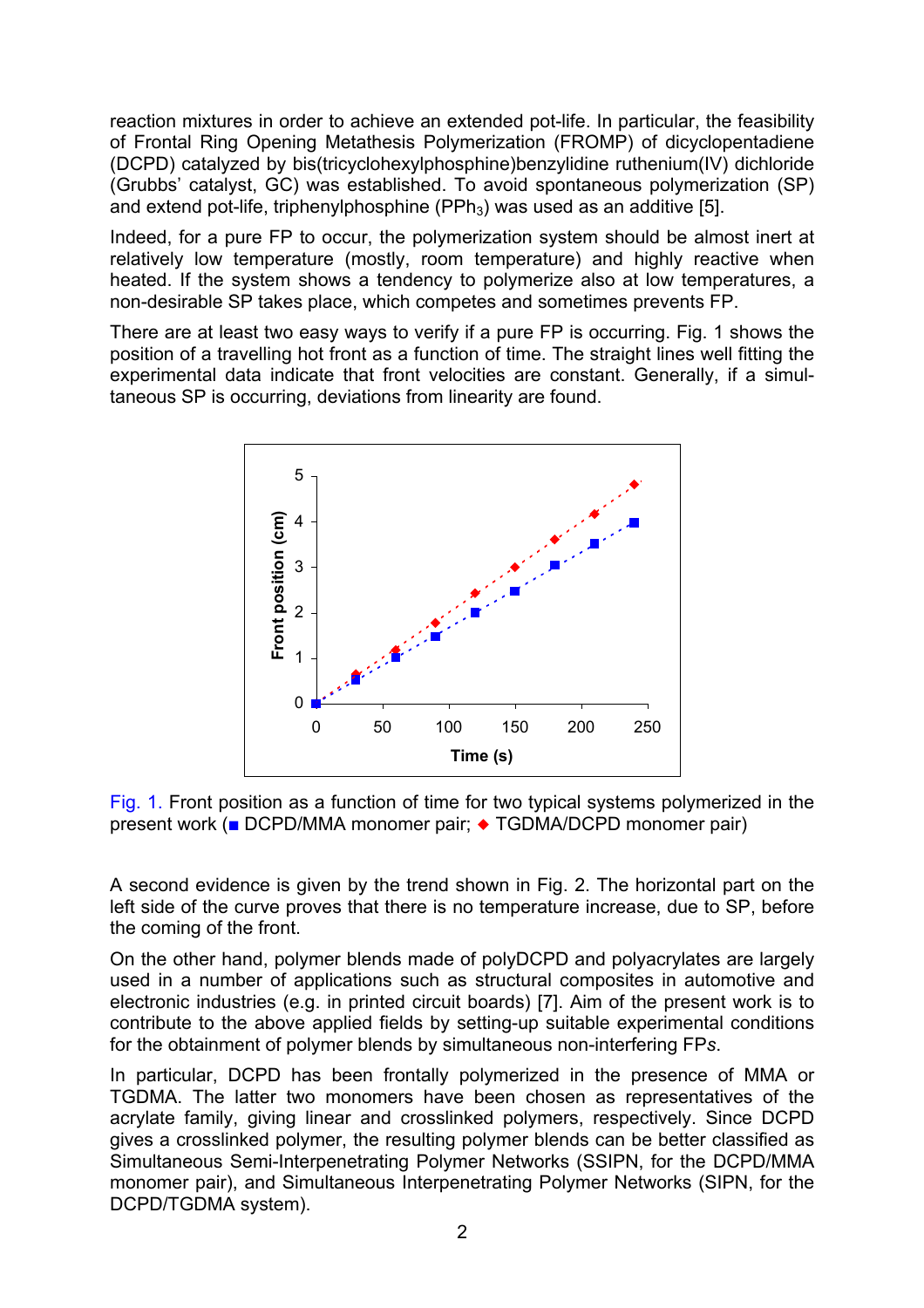reaction mixtures in order to achieve an extended pot-life. In particular, the feasibility of Frontal Ring Opening Metathesis Polymerization (FROMP) of dicyclopentadiene (DCPD) catalyzed by bis(tricyclohexylphosphine)benzylidine ruthenium(IV) dichloride (Grubbs' catalyst, GC) was established. To avoid spontaneous polymerization (SP) and extend pot-life, triphenylphosphine ($PPh_3$) was used as an additive [5].

Indeed, for a pure FP to occur, the polymerization system should be almost inert at relatively low temperature (mostly, room temperature) and highly reactive when heated. If the system shows a tendency to polymerize also at low temperatures, a non-desirable SP takes place, which competes and sometimes prevents FP.

There are at least two easy ways to verify if a pure FP is occurring. Fig. 1 shows the position of a travelling hot front as a function of time. The straight lines well fitting the experimental data indicate that front velocities are constant. Generally, if a simultaneous SP is occurring, deviations from linearity are found.

Front position (cm)
0
1
2
3
4
5
0
50
100
150
200
250
Time (s)

Fig. 1. Front position as a function of time for two typical systems polymerized in the present work (■ DCPD/MMA monomer pair; ◆ TGDMA/DCPD monomer pair)

A second evidence is given by the trend shown in Fig. 2. The horizontal part on the left side of the curve proves that there is no temperature increase, due to SP, before the coming of the front.

On the other hand, polymer blends made of polyDCPD and polyacrylates are largely used in a number of applications such as structural composites in automotive and electronic industries (e.g. in printed circuit boards) [7]. Aim of the present work is to contribute to the above applied fields by setting-up suitable experimental conditions for the obtainment of polymer blends by simultaneous non-interfering FP*s*.

In particular, DCPD has been frontally polymerized in the presence of MMA or TGDMA. The latter two monomers have been chosen as representatives of the acrylate family, giving linear and crosslinked polymers, respectively. Since DCPD gives a crosslinked polymer, the resulting polymer blends can be better classified as Simultaneous Semi-Interpenetrating Polymer Networks (SSIPN, for the DCPD/MMA monomer pair), and Simultaneous Interpenetrating Polymer Networks (SIPN, for the DCPD/TGDMA system).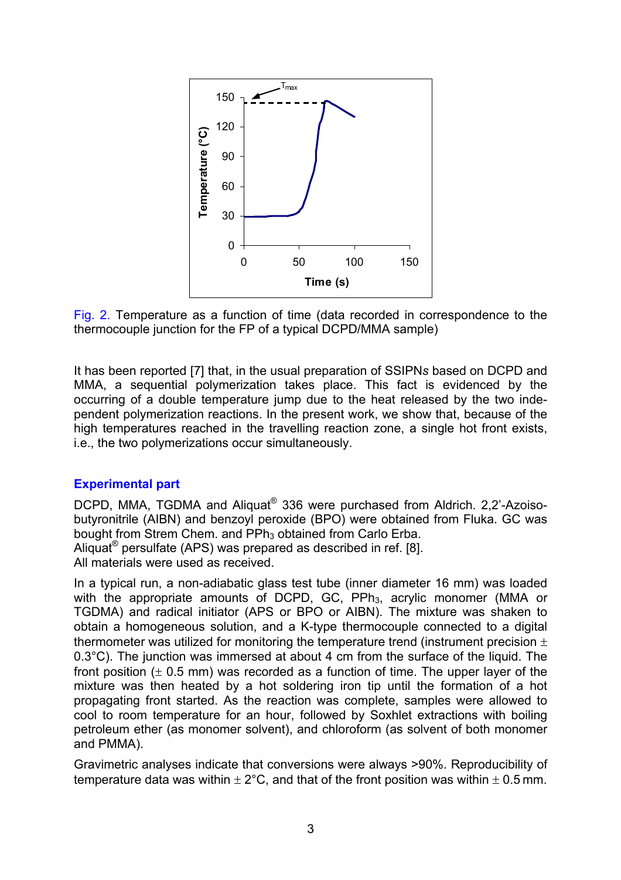T<sub>max</sub>

150
120
90
60
30
0

Temperature (°C)

0
50
100
150

Time (s)

Fig. 2. Temperature as a function of time (data recorded in correspondence to the thermocouple junction for the FP of a typical DCPD/MMA sample)

It has been reported [7] that, in the usual preparation of SSIPN*s* based on DCPD and MMA, a sequential polymerization takes place. This fact is evidenced by the occurring of a double temperature jump due to the heat released by the two independent polymerization reactions. In the present work, we show that, because of the high temperatures reached in the travelling reaction zone, a single hot front exists, i.e., the two polymerizations occur simultaneously.

## Experimental part

DCPD, MMA, TGDMA and Aliquat® 336 were purchased from Aldrich. 2,2'-Azoisobutyronitrile (AIBN) and benzoyl peroxide (BPO) were obtained from Fluka. GC was bought from Strem Chem. and $PPh_3$ obtained from Carlo Erba.
Aliquat® persulfate (APS) was prepared as described in ref. [8].
All materials were used as received.

In a typical run, a non-adiabatic glass test tube (inner diameter 16 mm) was loaded with the appropriate amounts of DCPD, GC, $PPh_3$, acrylic monomer (MMA or TGDMA) and radical initiator (APS or BPO or AIBN). The mixture was shaken to obtain a homogeneous solution, and a K-type thermocouple connected to a digital thermometer was utilized for monitoring the temperature trend (instrument precision ± 0.3°C). The junction was immersed at about 4 cm from the surface of the liquid. The front position (± 0.5 mm) was recorded as a function of time. The upper layer of the mixture was then heated by a hot soldering iron tip until the formation of a hot propagating front started. As the reaction was complete, samples were allowed to cool to room temperature for an hour, followed by Soxhlet extractions with boiling petroleum ether (as monomer solvent), and chloroform (as solvent of both monomer and PMMA).

Gravimetric analyses indicate that conversions were always >90%. Reproducibility of temperature data was within ± 2°C, and that of the front position was within ± 0.5 mm.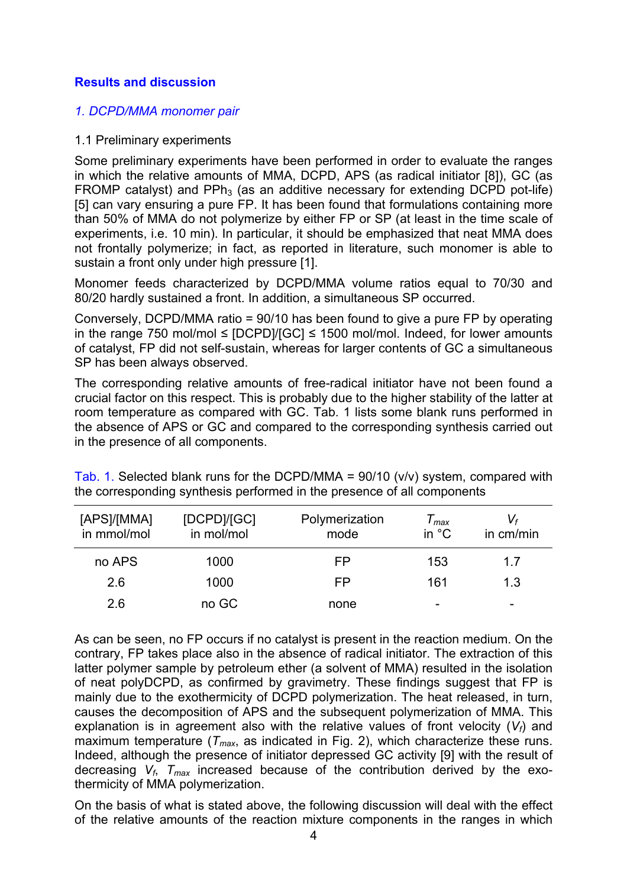## Results and discussion

### *1. DCPD/MMA monomer pair*

1.1 Preliminary experiments

Some preliminary experiments have been performed in order to evaluate the ranges in which the relative amounts of MMA, DCPD, APS (as radical initiator [8]), GC (as FROMP catalyst) and $PPh_3$ (as an additive necessary for extending DCPD pot-life) [5] can vary ensuring a pure FP. It has been found that formulations containing more than 50% of MMA do not polymerize by either FP or SP (at least in the time scale of experiments, i.e. 10 min). In particular, it should be emphasized that neat MMA does not frontally polymerize; in fact, as reported in literature, such monomer is able to sustain a front only under high pressure [1].

Monomer feeds characterized by DCPD/MMA volume ratios equal to 70/30 and 80/20 hardly sustained a front. In addition, a simultaneous SP occurred.

Conversely, DCPD/MMA ratio = 90/10 has been found to give a pure FP by operating in the range 750 mol/mol ≤ [DCPD]/[GC] ≤ 1500 mol/mol. Indeed, for lower amounts of catalyst, FP did not self-sustain, whereas for larger contents of GC a simultaneous SP has been always observed.

The corresponding relative amounts of free-radical initiator have not been found a crucial factor on this respect. This is probably due to the higher stability of the latter at room temperature as compared with GC. Tab. 1 lists some blank runs performed in the absence of APS or GC and compared to the corresponding synthesis carried out in the presence of all components.

Tab. 1. Selected blank runs for the DCPD/MMA = 90/10 (v/v) system, compared with the corresponding synthesis performed in the presence of all components

| [APS]/[MMA] in mmol/mol | [DCPD]/[GC] in mol/mol | Polymerization mode | $T_{max}$ in °C | $V_f$ in cm/min |
|---|---|---|---|---|
| no APS | 1000 | FP | 153 | 1.7 |
| 2.6 | 1000 | FP | 161 | 1.3 |
| 2.6 | no GC | none | - | - |

As can be seen, no FP occurs if no catalyst is present in the reaction medium. On the contrary, FP takes place also in the absence of radical initiator. The extraction of this latter polymer sample by petroleum ether (a solvent of MMA) resulted in the isolation of neat polyDCPD, as confirmed by gravimetry. These findings suggest that FP is mainly due to the exothermicity of DCPD polymerization. The heat released, in turn, causes the decomposition of APS and the subsequent polymerization of MMA. This explanation is in agreement also with the relative values of front velocity ($V_f$) and maximum temperature ($T_{max}$, as indicated in Fig. 2), which characterize these runs. Indeed, although the presence of initiator depressed GC activity [9] with the result of decreasing $V_f$, $T_{max}$ increased because of the contribution derived by the exothermicity of MMA polymerization.

On the basis of what is stated above, the following discussion will deal with the effect of the relative amounts of the reaction mixture components in the ranges in which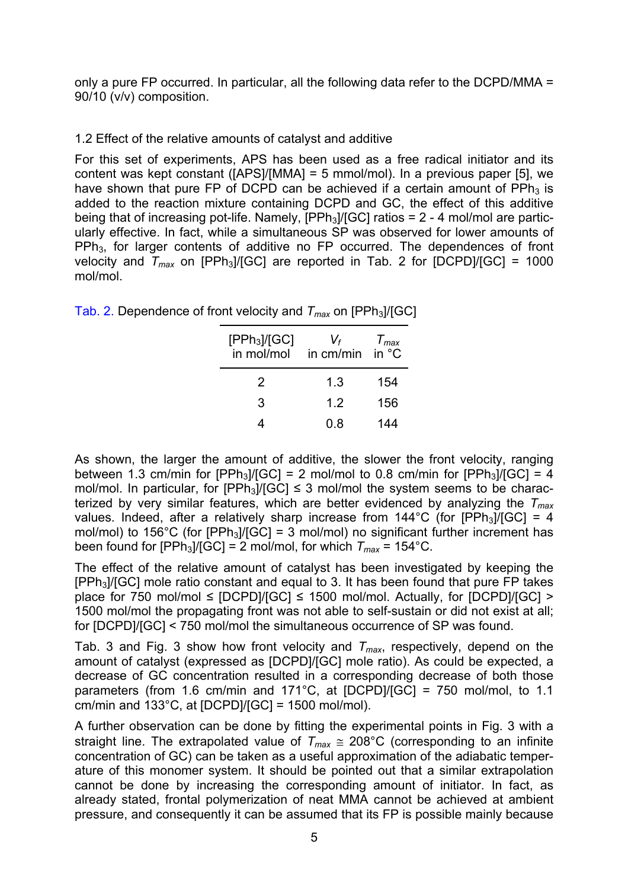only a pure FP occurred. In particular, all the following data refer to the DCPD/MMA = 90/10 (v/v) composition.

### 1.2 Effect of the relative amounts of catalyst and additive

For this set of experiments, APS has been used as a free radical initiator and its content was kept constant ([APS]/[MMA] = 5 mmol/mol). In a previous paper [5], we have shown that pure FP of DCPD can be achieved if a certain amount of $PPh_3$ is added to the reaction mixture containing DCPD and GC, the effect of this additive being that of increasing pot-life. Namely, $[PPh_3]/[GC]$ ratios = 2 - 4 mol/mol are particularly effective. In fact, while a simultaneous SP was observed for lower amounts of $PPh_3$, for larger contents of additive no FP occurred. The dependences of front velocity and $T_{max}$ on $[PPh_3]/[GC]$ are reported in Tab. 2 for [DCPD]/[GC] = 1000 mol/mol.

Tab. 2. Dependence of front velocity and $T_{max}$ on $[PPh_3]/[GC]$

| $[PPh_3]/[GC]$ in mol/mol | $V_f$ in cm/min | $T_{max}$ in °C |
|---|---|---|
| 2 | 1.3 | 154 |
| 3 | 1.2 | 156 |
| 4 | 0.8 | 144 |

As shown, the larger the amount of additive, the slower the front velocity, ranging between 1.3 cm/min for $[PPh_3]/[GC]$ = 2 mol/mol to 0.8 cm/min for $[PPh_3]/[GC]$ = 4 mol/mol. In particular, for $[PPh_3]/[GC] \leq 3$ mol/mol the system seems to be characterized by very similar features, which are better evidenced by analyzing the $T_{max}$ values. Indeed, after a relatively sharp increase from 144°C (for $[PPh_3]/[GC]$ = 4 mol/mol) to 156°C (for $[PPh_3]/[GC]$ = 3 mol/mol) no significant further increment has been found for $[PPh_3]/[GC]$ = 2 mol/mol, for which $T_{max}$ = 154°C.

The effect of the relative amount of catalyst has been investigated by keeping the $[PPh_3]/[GC]$ mole ratio constant and equal to 3. It has been found that pure FP takes place for 750 mol/mol ≤ [DCPD]/[GC] ≤ 1500 mol/mol. Actually, for [DCPD]/[GC] > 1500 mol/mol the propagating front was not able to self-sustain or did not exist at all; for [DCPD]/[GC] < 750 mol/mol the simultaneous occurrence of SP was found.

Tab. 3 and Fig. 3 show how front velocity and $T_{max}$, respectively, depend on the amount of catalyst (expressed as [DCPD]/[GC] mole ratio). As could be expected, a decrease of GC concentration resulted in a corresponding decrease of both those parameters (from 1.6 cm/min and 171°C, at [DCPD]/[GC] = 750 mol/mol, to 1.1 cm/min and 133°C, at [DCPD]/[GC] = 1500 mol/mol).

A further observation can be done by fitting the experimental points in Fig. 3 with a straight line. The extrapolated value of $T_{max} \cong 208$°C (corresponding to an infinite concentration of GC) can be taken as a useful approximation of the adiabatic temperature of this monomer system. It should be pointed out that a similar extrapolation cannot be done by increasing the corresponding amount of initiator. In fact, as already stated, frontal polymerization of neat MMA cannot be achieved at ambient pressure, and consequently it can be assumed that its FP is possible mainly because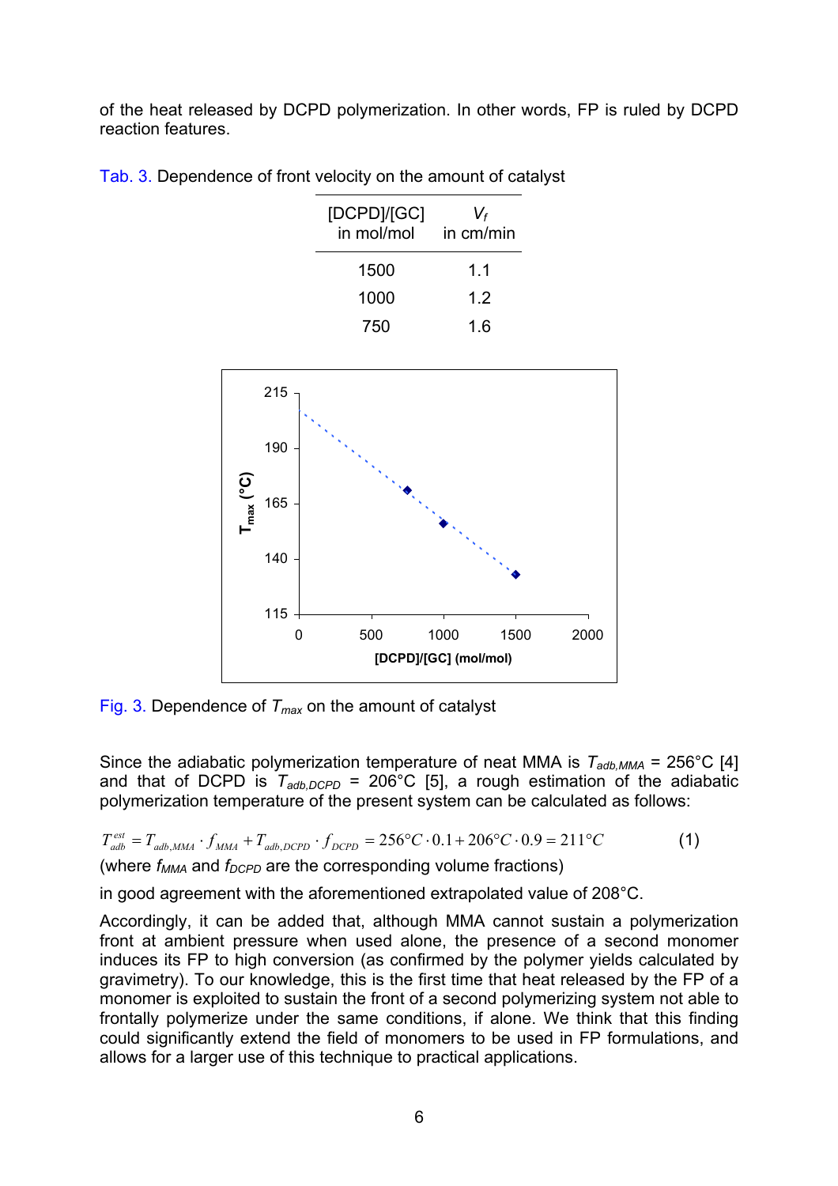of the heat released by DCPD polymerization. In other words, FP is ruled by DCPD reaction features.

Tab. 3. Dependence of front velocity on the amount of catalyst

| [DCPD]/[GC] in mol/mol | $V_f$ in cm/min |
|---|---|
| 1500 | 1.1 |
| 1000 | 1.2 |
| 750 | 1.6 |

215
190
165
140
115
$T_{max}$ (°C)
0
500
1000
1500
2000
[DCPD]/[GC] (mol/mol)

Fig. 3. Dependence of $T_{max}$ on the amount of catalyst

Since the adiabatic polymerization temperature of neat MMA is $T_{adb,MMA}$ = 256°C [4] and that of DCPD is $T_{adb,DCPD}$ = 206°C [5], a rough estimation of the adiabatic polymerization temperature of the present system can be calculated as follows:

$$T_{adb}^{est} = T_{adb,MMA} \cdot f_{MMA} + T_{adb,DCPD} \cdot f_{DCPD} = 256°C \cdot 0.1 + 206°C \cdot 0.9 = 211°C \qquad (1)$$

(where $f_{MMA}$ and $f_{DCPD}$ are the corresponding volume fractions)

in good agreement with the aforementioned extrapolated value of 208°C.

Accordingly, it can be added that, although MMA cannot sustain a polymerization front at ambient pressure when used alone, the presence of a second monomer induces its FP to high conversion (as confirmed by the polymer yields calculated by gravimetry). To our knowledge, this is the first time that heat released by the FP of a monomer is exploited to sustain the front of a second polymerizing system not able to frontally polymerize under the same conditions, if alone. We think that this finding could significantly extend the field of monomers to be used in FP formulations, and allows for a larger use of this technique to practical applications.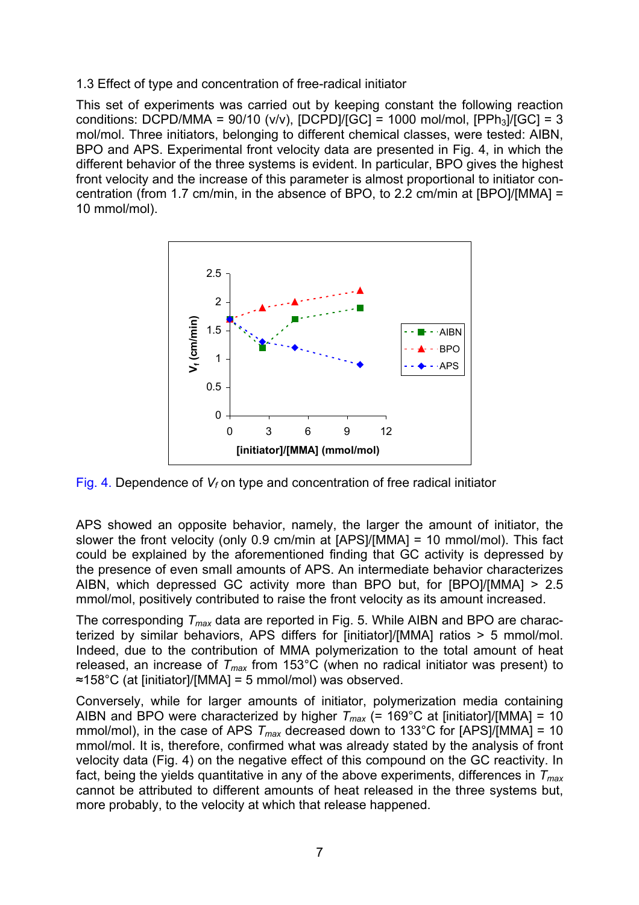1.3 Effect of type and concentration of free-radical initiator

This set of experiments was carried out by keeping constant the following reaction conditions: DCPD/MMA = 90/10 (v/v), [DCPD]/[GC] = 1000 mol/mol, $[PPh_3]$/[GC] = 3 mol/mol. Three initiators, belonging to different chemical classes, were tested: AIBN, BPO and APS. Experimental front velocity data are presented in Fig. 4, in which the different behavior of the three systems is evident. In particular, BPO gives the highest front velocity and the increase of this parameter is almost proportional to initiator concentration (from 1.7 cm/min, in the absence of BPO, to 2.2 cm/min at [BPO]/[MMA] = 10 mmol/mol).

2.5
2
1.5
1
0.5
0
$V_f$ (cm/min)
0
3
6
9
12
[initiator]/[MMA] (mmol/mol)
AIBN
BPO
APS

Fig. 4. Dependence of $V_f$ on type and concentration of free radical initiator

APS showed an opposite behavior, namely, the larger the amount of initiator, the slower the front velocity (only 0.9 cm/min at [APS]/[MMA] = 10 mmol/mol). This fact could be explained by the aforementioned finding that GC activity is depressed by the presence of even small amounts of APS. An intermediate behavior characterizes AIBN, which depressed GC activity more than BPO but, for [BPO]/[MMA] > 2.5 mmol/mol, positively contributed to raise the front velocity as its amount increased.

The corresponding $T_{max}$ data are reported in Fig. 5. While AIBN and BPO are characterized by similar behaviors, APS differs for [initiator]/[MMA] ratios > 5 mmol/mol. Indeed, due to the contribution of MMA polymerization to the total amount of heat released, an increase of $T_{max}$ from 153°C (when no radical initiator was present) to ≈158°C (at [initiator]/[MMA] = 5 mmol/mol) was observed.

Conversely, while for larger amounts of initiator, polymerization media containing AIBN and BPO were characterized by higher $T_{max}$ (= 169°C at [initiator]/[MMA] = 10 mmol/mol), in the case of APS $T_{max}$ decreased down to 133°C for [APS]/[MMA] = 10 mmol/mol. It is, therefore, confirmed what was already stated by the analysis of front velocity data (Fig. 4) on the negative effect of this compound on the GC reactivity. In fact, being the yields quantitative in any of the above experiments, differences in $T_{max}$ cannot be attributed to different amounts of heat released in the three systems but, more probably, to the velocity at which that release happened.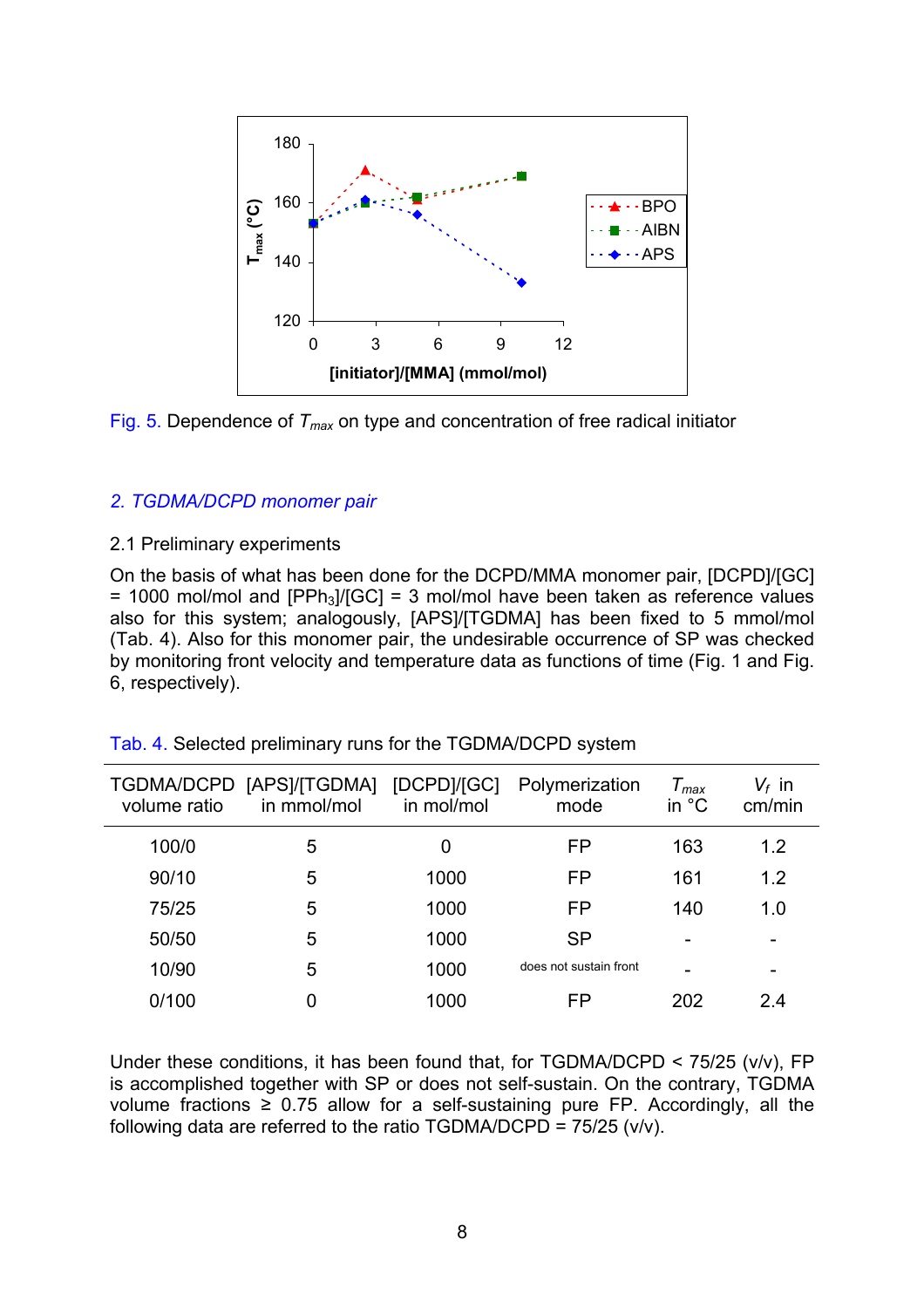180

160

140

120

$T_{max}$ (°C)

0 3 6 9 12

[initiator]/[MMA] (mmol/mol)

BPO

AIBN

APS

Fig. 5. Dependence of $T_{max}$ on type and concentration of free radical initiator

## *2. TGDMA/DCPD monomer pair*

### 2.1 Preliminary experiments

On the basis of what has been done for the DCPD/MMA monomer pair, [DCPD]/[GC] = 1000 mol/mol and [$PPh_3$]/[GC] = 3 mol/mol have been taken as reference values also for this system; analogously, [APS]/[TGDMA] has been fixed to 5 mmol/mol (Tab. 4). Also for this monomer pair, the undesirable occurrence of SP was checked by monitoring front velocity and temperature data as functions of time (Fig. 1 and Fig. 6, respectively).

Tab. 4. Selected preliminary runs for the TGDMA/DCPD system

| TGDMA/DCPD volume ratio | [APS]/[TGDMA] in mmol/mol | [DCPD]/[GC] in mol/mol | Polymerization mode | $T_{max}$ in °C | $V_f$ in cm/min |
|---|---|---|---|---|---|
| 100/0 | 5 | 0 | FP | 163 | 1.2 |
| 90/10 | 5 | 1000 | FP | 161 | 1.2 |
| 75/25 | 5 | 1000 | FP | 140 | 1.0 |
| 50/50 | 5 | 1000 | SP | - | - |
| 10/90 | 5 | 1000 | does not sustain front | - | - |
| 0/100 | 0 | 1000 | FP | 202 | 2.4 |

Under these conditions, it has been found that, for TGDMA/DCPD < 75/25 (v/v), FP is accomplished together with SP or does not self-sustain. On the contrary, TGDMA volume fractions ≥ 0.75 allow for a self-sustaining pure FP. Accordingly, all the following data are referred to the ratio TGDMA/DCPD = 75/25 (v/v).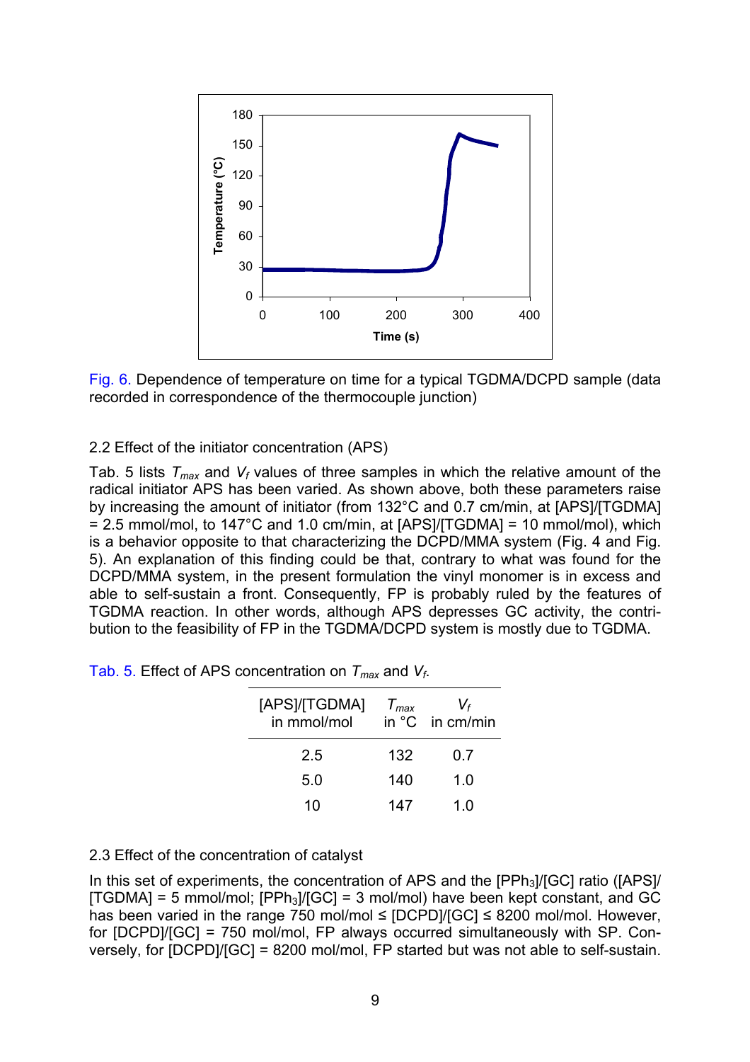180
150
120
90
60
30
0
Temperature (°C)
0
100
200
300
400
Time (s)

Fig. 6. Dependence of temperature on time for a typical TGDMA/DCPD sample (data recorded in correspondence of the thermocouple junction)

2.2 Effect of the initiator concentration (APS)

Tab. 5 lists $T_{max}$ and $V_f$ values of three samples in which the relative amount of the radical initiator APS has been varied. As shown above, both these parameters raise by increasing the amount of initiator (from 132°C and 0.7 cm/min, at [APS]/[TGDMA] = 2.5 mmol/mol, to 147°C and 1.0 cm/min, at [APS]/[TGDMA] = 10 mmol/mol), which is a behavior opposite to that characterizing the DCPD/MMA system (Fig. 4 and Fig. 5). An explanation of this finding could be that, contrary to what was found for the DCPD/MMA system, in the present formulation the vinyl monomer is in excess and able to self-sustain a front. Consequently, FP is probably ruled by the features of TGDMA reaction. In other words, although APS depresses GC activity, the contribution to the feasibility of FP in the TGDMA/DCPD system is mostly due to TGDMA.

Tab. 5. Effect of APS concentration on $T_{max}$ and $V_f$.

| [APS]/[TGDMA] in mmol/mol | $T_{max}$ in °C | $V_f$ in cm/min |
|---|---|---|
| 2.5 | 132 | 0.7 |
| 5.0 | 140 | 1.0 |
| 10 | 147 | 1.0 |

2.3 Effect of the concentration of catalyst

In this set of experiments, the concentration of APS and the $[PPh_3]$/[GC] ratio ([APS]/[TGDMA] = 5 mmol/mol; $[PPh_3]$/[GC] = 3 mol/mol) have been kept constant, and GC has been varied in the range 750 mol/mol ≤ [DCPD]/[GC] ≤ 8200 mol/mol. However, for [DCPD]/[GC] = 750 mol/mol, FP always occurred simultaneously with SP. Conversely, for [DCPD]/[GC] = 8200 mol/mol, FP started but was not able to self-sustain.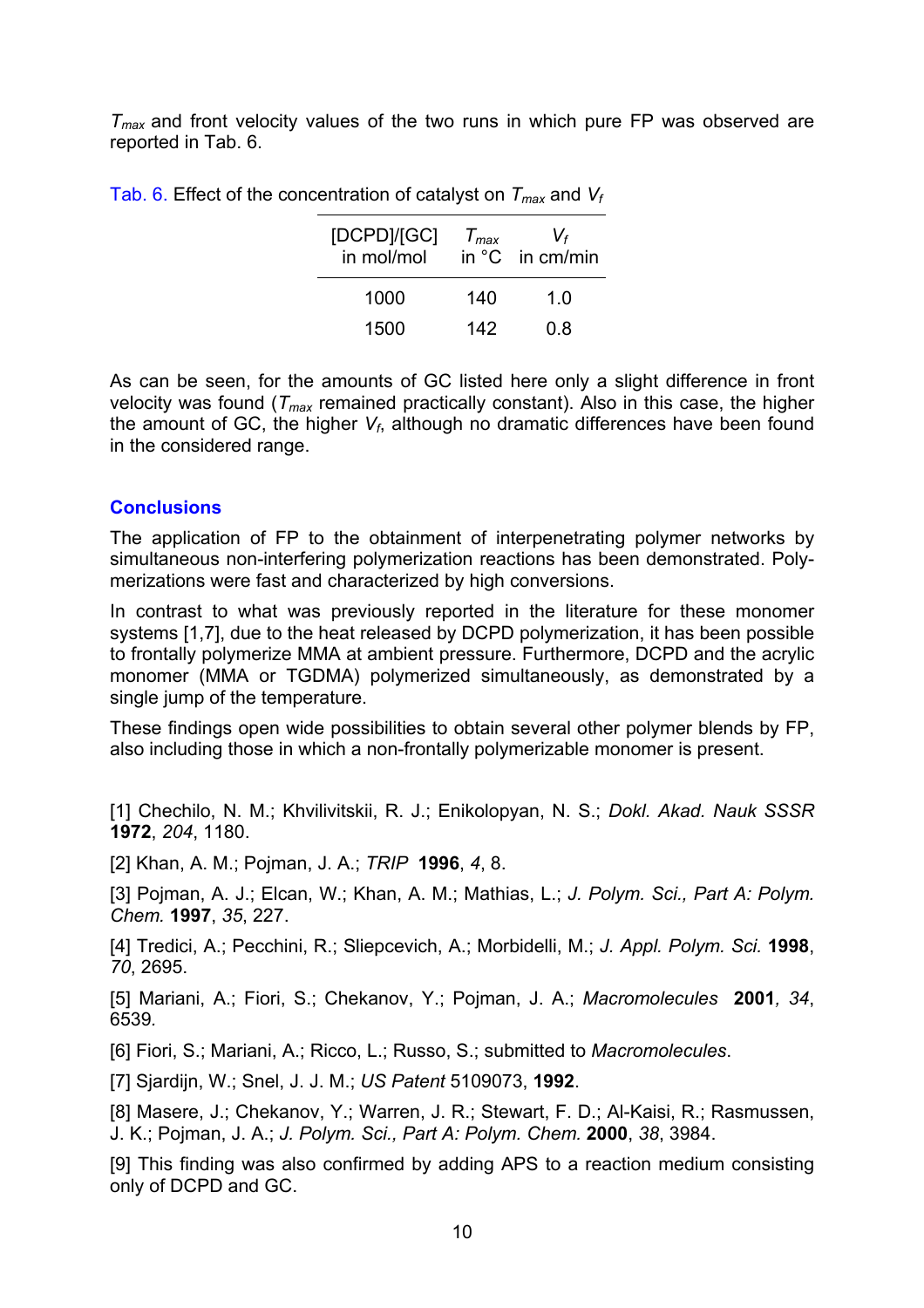$T_{max}$ and front velocity values of the two runs in which pure FP was observed are reported in Tab. 6.

Tab. 6. Effect of the concentration of catalyst on $T_{max}$ and $V_f$

| [DCPD]/[GC] in mol/mol | $T_{max}$ in °C | $V_f$ in cm/min |
|---|---|---|
| 1000 | 140 | 1.0 |
| 1500 | 142 | 0.8 |

As can be seen, for the amounts of GC listed here only a slight difference in front velocity was found ($T_{max}$ remained practically constant). Also in this case, the higher the amount of GC, the higher $V_f$, although no dramatic differences have been found in the considered range.

## Conclusions

The application of FP to the obtainment of interpenetrating polymer networks by simultaneous non-interfering polymerization reactions has been demonstrated. Polymerizations were fast and characterized by high conversions.

In contrast to what was previously reported in the literature for these monomer systems [1,7], due to the heat released by DCPD polymerization, it has been possible to frontally polymerize MMA at ambient pressure. Furthermore, DCPD and the acrylic monomer (MMA or TGDMA) polymerized simultaneously, as demonstrated by a single jump of the temperature.

These findings open wide possibilities to obtain several other polymer blends by FP, also including those in which a non-frontally polymerizable monomer is present.

[1] Chechilo, N. M.; Khvilivitskii, R. J.; Enikolopyan, N. S.; *Dokl. Akad. Nauk SSSR* **1972**, *204*, 1180.

[2] Khan, A. M.; Pojman, J. A.; *TRIP* **1996**, *4*, 8.

[3] Pojman, A. J.; Elcan, W.; Khan, A. M.; Mathias, L.; *J. Polym. Sci., Part A: Polym. Chem.* **1997**, *35*, 227.

[4] Tredici, A.; Pecchini, R.; Sliepcevich, A.; Morbidelli, M.; *J. Appl. Polym. Sci.* **1998**, *70*, 2695.

[5] Mariani, A.; Fiori, S.; Chekanov, Y.; Pojman, J. A.; *Macromolecules* **2001**, *34*, 6539.

[6] Fiori, S.; Mariani, A.; Ricco, L.; Russo, S.; submitted to *Macromolecules*.

[7] Sjardijn, W.; Snel, J. J. M.; *US Patent* 5109073, **1992**.

[8] Masere, J.; Chekanov, Y.; Warren, J. R.; Stewart, F. D.; Al-Kaisi, R.; Rasmussen, J. K.; Pojman, J. A.; *J. Polym. Sci., Part A: Polym. Chem.* **2000**, *38*, 3984.

[9] This finding was also confirmed by adding APS to a reaction medium consisting only of DCPD and GC.